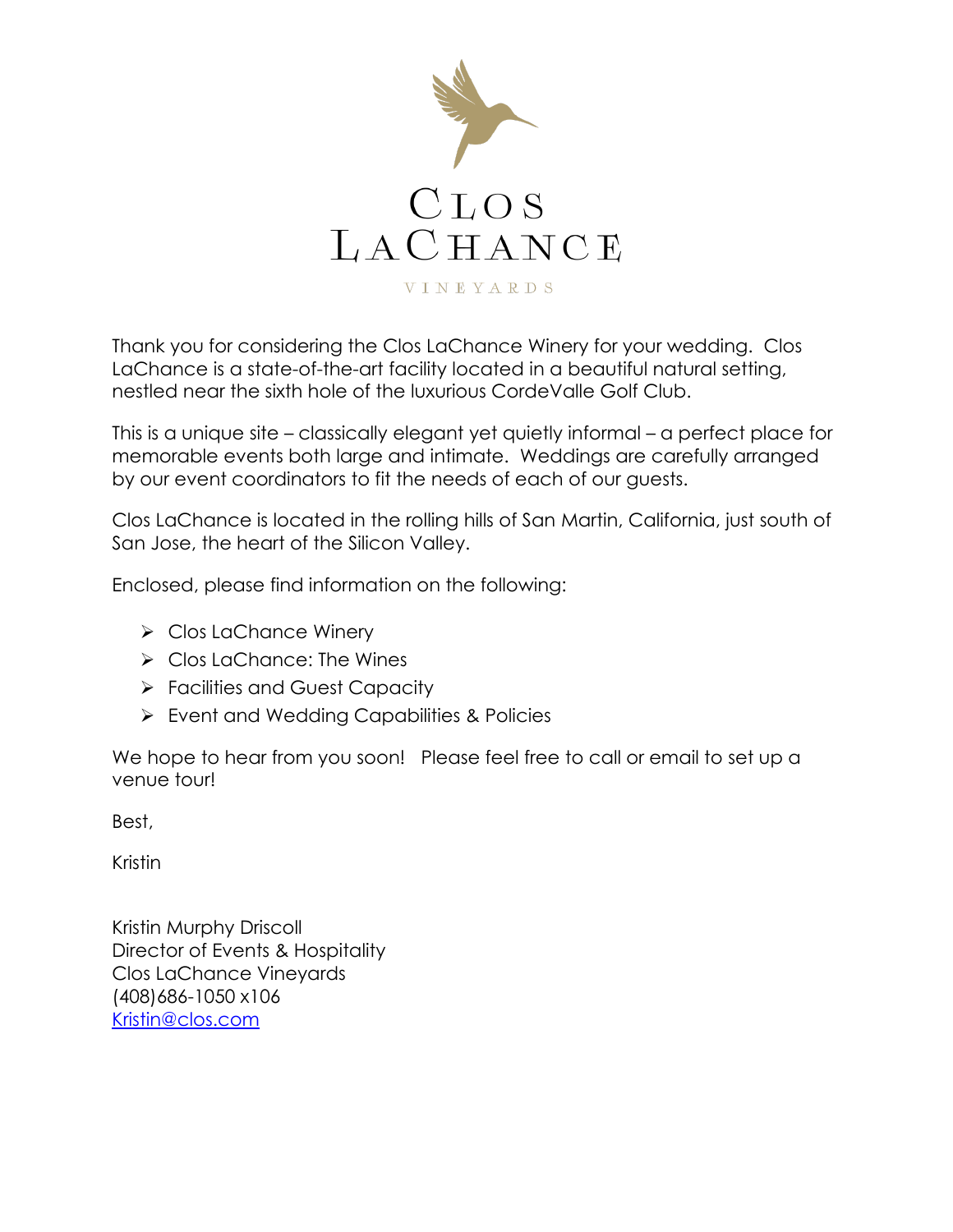# Clos LaChance

VINEYARDS

Thank you for considering the Clos LaChance Winery for your wedding. Clos LaChance is a state-of-the-art facility located in a beautiful natural setting, nestled near the sixth hole of the luxurious CordeValle Golf Club.

This is a unique site – classically elegant yet quietly informal – a perfect place for memorable events both large and intimate. Weddings are carefully arranged by our event coordinators to fit the needs of each of our guests.

Clos LaChance is located in the rolling hills of San Martin, California, just south of San Jose, the heart of the Silicon Valley.

Enclosed, please find information on the following:

- Clos LaChance Winery
- Clos LaChance: The Wines
- Facilities and Guest Capacity
- Event and Wedding Capabilities & Policies

We hope to hear from you soon! Please feel free to call or email to set up a venue tour!

Best,

Kristin

Kristin Murphy Driscoll
Director of Events & Hospitality
Clos LaChance Vineyards
(408)686-1050 x106
Kristin@clos.com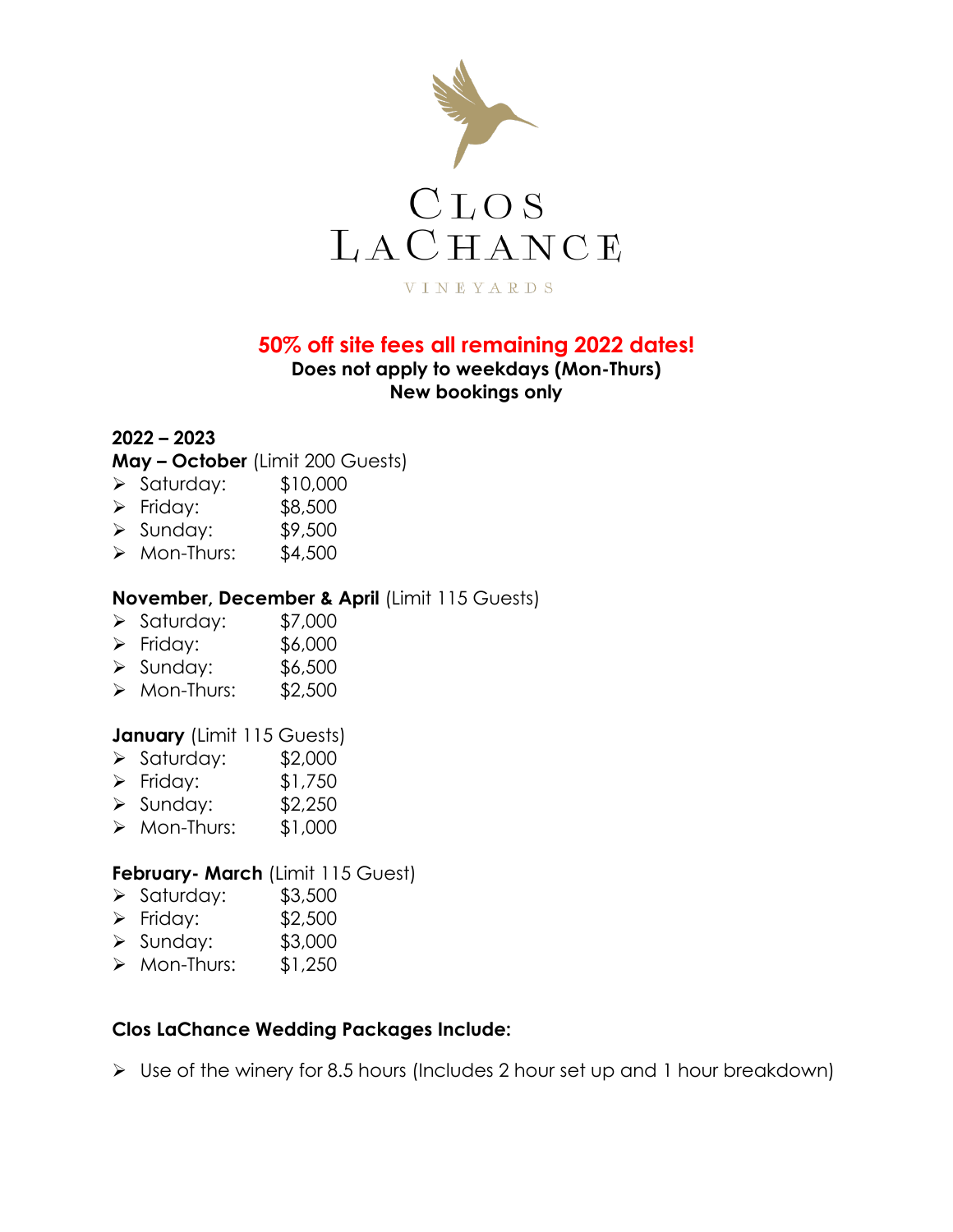# Clos LaChance

VINEYARDS

**50% off site fees all remaining 2022 dates!**

**Does not apply to weekdays (Mon-Thurs)**

**New bookings only**

**2022 – 2023**

**May – October** (Limit 200 Guests)

- Saturday: $10,000
- Friday: $8,500
- Sunday: $9,500
- Mon-Thurs: $4,500

**November, December & April** (Limit 115 Guests)

- Saturday: $7,000
- Friday: $6,000
- Sunday: $6,500
- Mon-Thurs: $2,500

**January** (Limit 115 Guests)

- Saturday: $2,000
- Friday: $1,750
- Sunday: $2,250
- Mon-Thurs: $1,000

**February- March** (Limit 115 Guest)

- Saturday: $3,500
- Friday: $2,500
- Sunday: $3,000
- Mon-Thurs: $1,250

**Clos LaChance Wedding Packages Include:**

- Use of the winery for 8.5 hours (Includes 2 hour set up and 1 hour breakdown)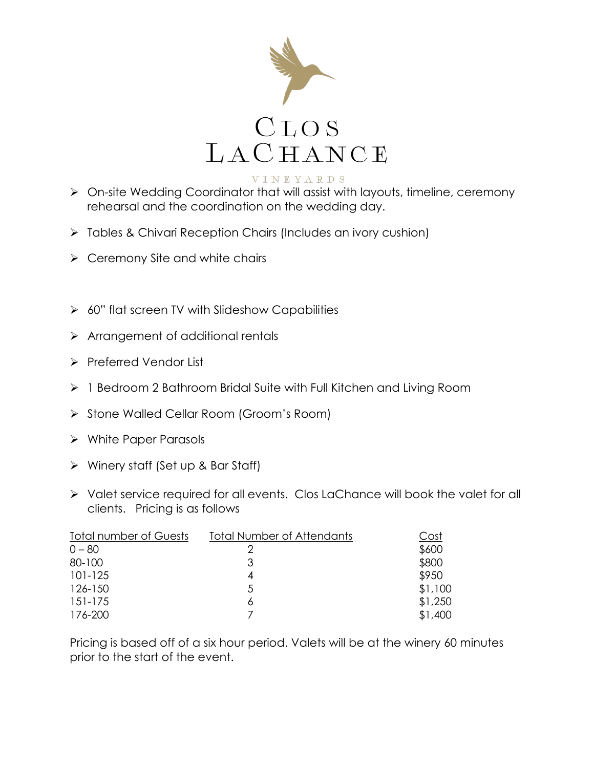# Clos LaChance

VINEYARDS

- On-site Wedding Coordinator that will assist with layouts, timeline, ceremony rehearsal and the coordination on the wedding day.
- Tables & Chivari Reception Chairs (Includes an ivory cushion)
- Ceremony Site and white chairs
- 60" flat screen TV with Slideshow Capabilities
- Arrangement of additional rentals
- Preferred Vendor List
- 1 Bedroom 2 Bathroom Bridal Suite with Full Kitchen and Living Room
- Stone Walled Cellar Room (Groom's Room)
- White Paper Parasols
- Winery staff (Set up & Bar Staff)
- Valet service required for all events. Clos LaChance will book the valet for all clients. Pricing is as follows

| Total number of Guests | Total Number of Attendants | Cost |
|---|---|---|
| 0 – 80 | 2 | $600 |
| 80-100 | 3 | $800 |
| 101-125 | 4 | $950 |
| 126-150 | 5 | $1,100 |
| 151-175 | 6 | $1,250 |
| 176-200 | 7 | $1,400 |

Pricing is based off of a six hour period. Valets will be at the winery 60 minutes prior to the start of the event.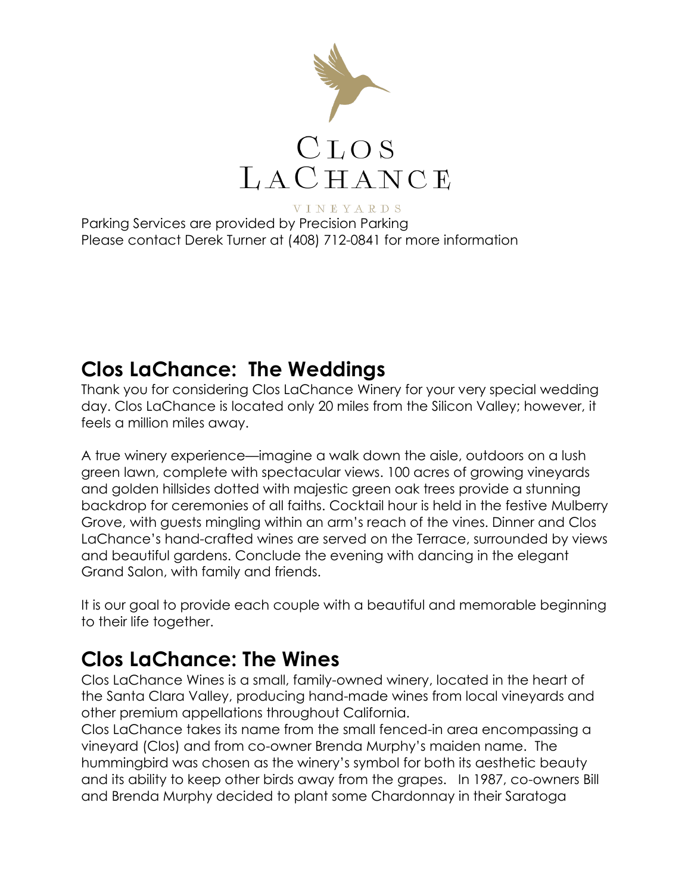Clos LaChance

VINEYARDS

Parking Services are provided by Precision Parking
Please contact Derek Turner at (408) 712-0841 for more information

## Clos LaChance: The Weddings

Thank you for considering Clos LaChance Winery for your very special wedding day. Clos LaChance is located only 20 miles from the Silicon Valley; however, it feels a million miles away.

A true winery experience—imagine a walk down the aisle, outdoors on a lush green lawn, complete with spectacular views. 100 acres of growing vineyards and golden hillsides dotted with majestic green oak trees provide a stunning backdrop for ceremonies of all faiths. Cocktail hour is held in the festive Mulberry Grove, with guests mingling within an arm's reach of the vines. Dinner and Clos LaChance's hand-crafted wines are served on the Terrace, surrounded by views and beautiful gardens. Conclude the evening with dancing in the elegant Grand Salon, with family and friends.

It is our goal to provide each couple with a beautiful and memorable beginning to their life together.

## Clos LaChance: The Wines

Clos LaChance Wines is a small, family-owned winery, located in the heart of the Santa Clara Valley, producing hand-made wines from local vineyards and other premium appellations throughout California.

Clos LaChance takes its name from the small fenced-in area encompassing a vineyard (Clos) and from co-owner Brenda Murphy's maiden name. The hummingbird was chosen as the winery's symbol for both its aesthetic beauty and its ability to keep other birds away from the grapes. In 1987, co-owners Bill and Brenda Murphy decided to plant some Chardonnay in their Saratoga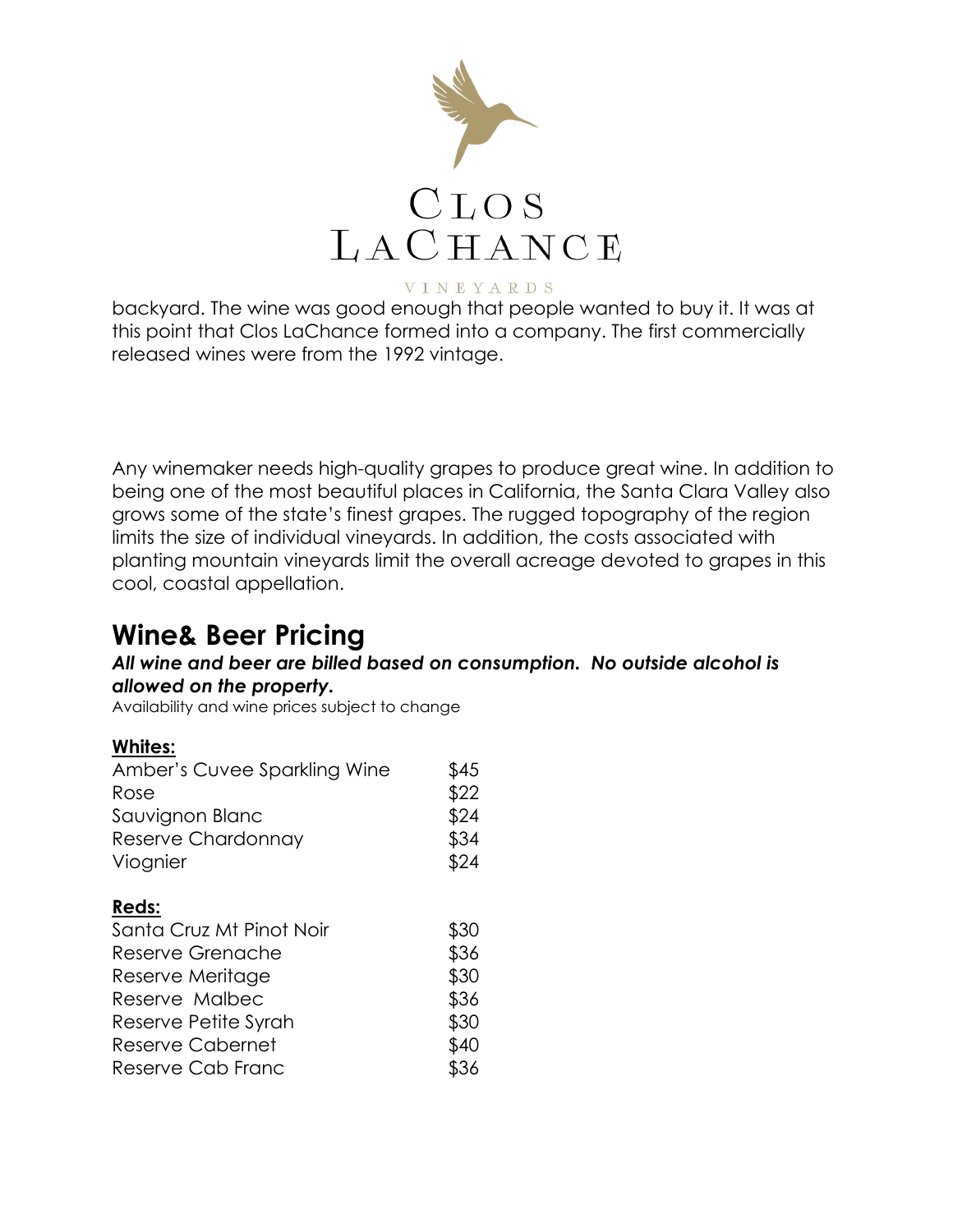backyard. The wine was good enough that people wanted to buy it. It was at this point that Clos LaChance formed into a company. The first commercially released wines were from the 1992 vintage.

Any winemaker needs high-quality grapes to produce great wine. In addition to being one of the most beautiful places in California, the Santa Clara Valley also grows some of the state's finest grapes. The rugged topography of the region limits the size of individual vineyards. In addition, the costs associated with planting mountain vineyards limit the overall acreage devoted to grapes in this cool, coastal appellation.

## Wine& Beer Pricing

***All wine and beer are billed based on consumption. No outside alcohol is allowed on the property.***

Availability and wine prices subject to change

**Whites:**

| | |
|---|---|
| Amber's Cuvee Sparkling Wine | $45 |
| Rose | $22 |
| Sauvignon Blanc | $24 |
| Reserve Chardonnay | $34 |
| Viognier | $24 |

**Reds:**

| | |
|---|---|
| Santa Cruz Mt Pinot Noir | $30 |
| Reserve Grenache | $36 |
| Reserve Meritage | $30 |
| Reserve Malbec | $36 |
| Reserve Petite Syrah | $30 |
| Reserve Cabernet | $40 |
| Reserve Cab Franc | $36 |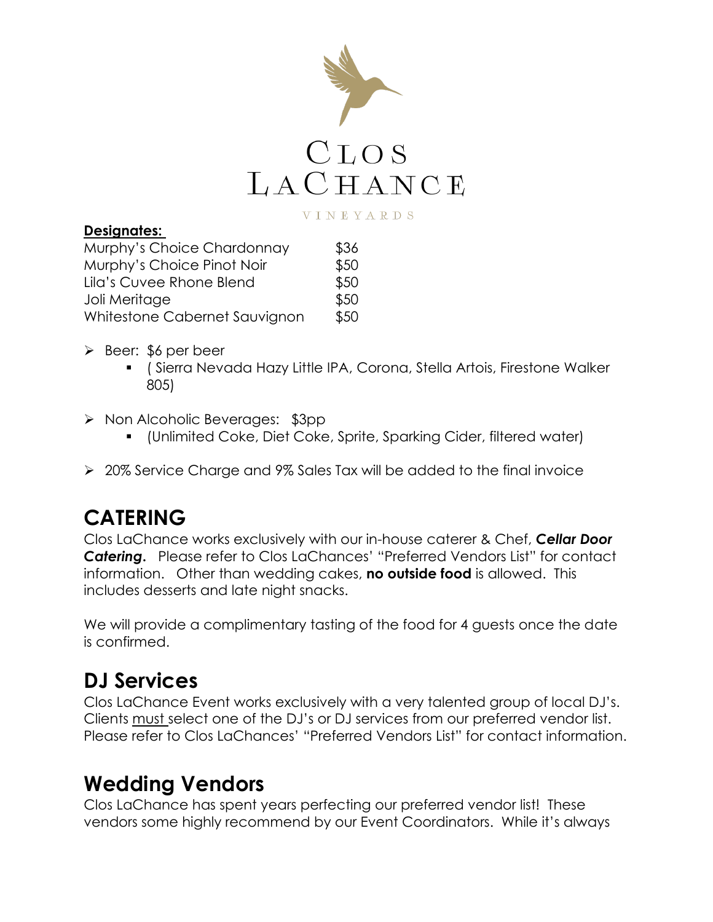# CLOS LACHANCE

VINEYARDS

**Designates:**

| Wine | Price |
| --- | --- |
| Murphy's Choice Chardonnay | $36 |
| Murphy's Choice Pinot Noir | $50 |
| Lila's Cuvee Rhone Blend | $50 |
| Joli Meritage | $50 |
| Whitestone Cabernet Sauvignon | $50 |

- Beer: $6 per beer
  - ( Sierra Nevada Hazy Little IPA, Corona, Stella Artois, Firestone Walker 805)
- Non Alcoholic Beverages: $3pp
  - (Unlimited Coke, Diet Coke, Sprite, Sparking Cider, filtered water)
- 20% Service Charge and 9% Sales Tax will be added to the final invoice

## CATERING

Clos LaChance works exclusively with our in-house caterer & Chef, ***Cellar Door Catering.*** Please refer to Clos LaChances' "Preferred Vendors List" for contact information. Other than wedding cakes, **no outside food** is allowed. This includes desserts and late night snacks.

We will provide a complimentary tasting of the food for 4 guests once the date is confirmed.

## DJ Services

Clos LaChance Event works exclusively with a very talented group of local DJ's. Clients must select one of the DJ's or DJ services from our preferred vendor list. Please refer to Clos LaChances' "Preferred Vendors List" for contact information.

## Wedding Vendors

Clos LaChance has spent years perfecting our preferred vendor list! These vendors some highly recommend by our Event Coordinators. While it's always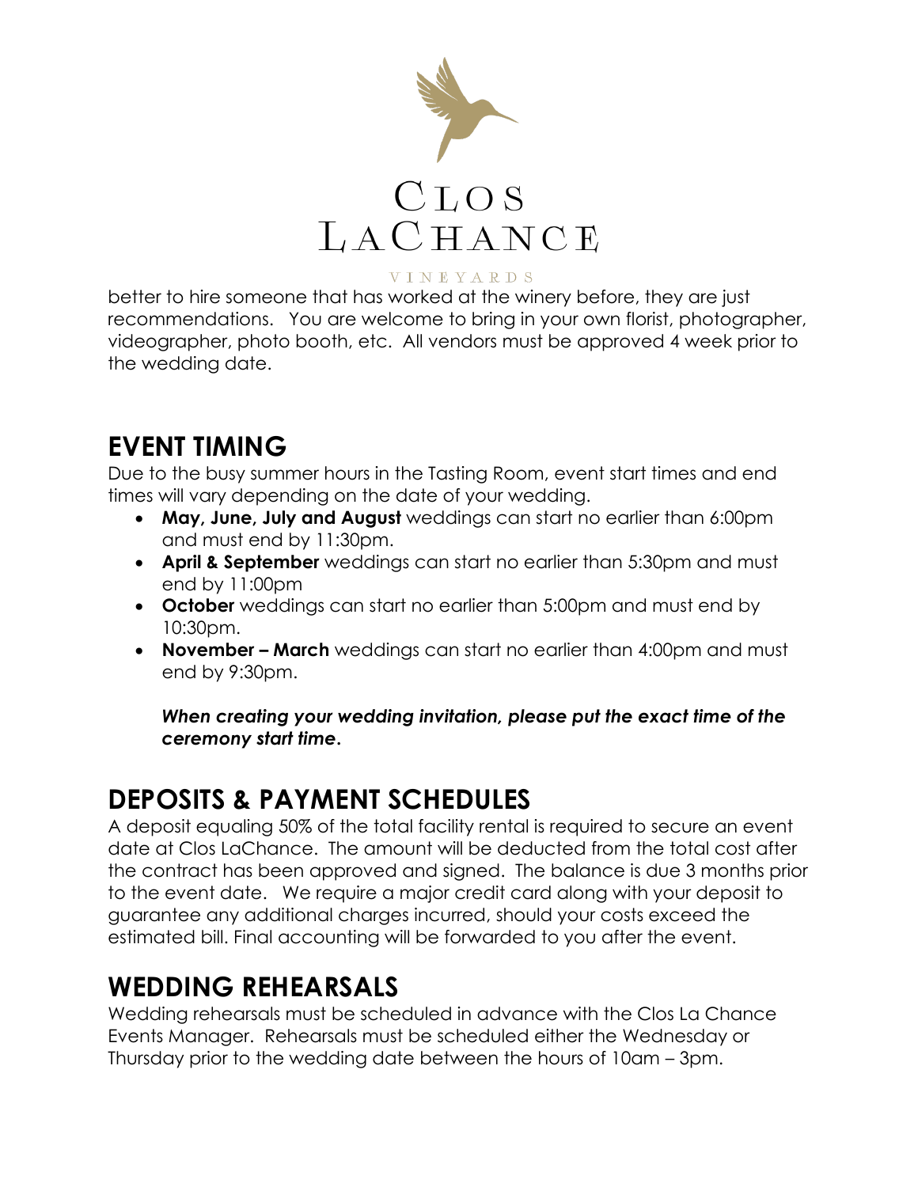better to hire someone that has worked at the winery before, they are just recommendations. You are welcome to bring in your own florist, photographer, videographer, photo booth, etc. All vendors must be approved 4 week prior to the wedding date.

## EVENT TIMING

Due to the busy summer hours in the Tasting Room, event start times and end times will vary depending on the date of your wedding.

- **May, June, July and August** weddings can start no earlier than 6:00pm and must end by 11:30pm.
- **April & September** weddings can start no earlier than 5:30pm and must end by 11:00pm
- **October** weddings can start no earlier than 5:00pm and must end by 10:30pm.
- **November – March** weddings can start no earlier than 4:00pm and must end by 9:30pm.

***When creating your wedding invitation, please put the exact time of the ceremony start time.***

## DEPOSITS & PAYMENT SCHEDULES

A deposit equaling 50% of the total facility rental is required to secure an event date at Clos LaChance. The amount will be deducted from the total cost after the contract has been approved and signed. The balance is due 3 months prior to the event date. We require a major credit card along with your deposit to guarantee any additional charges incurred, should your costs exceed the estimated bill. Final accounting will be forwarded to you after the event.

## WEDDING REHEARSALS

Wedding rehearsals must be scheduled in advance with the Clos La Chance Events Manager. Rehearsals must be scheduled either the Wednesday or Thursday prior to the wedding date between the hours of 10am – 3pm.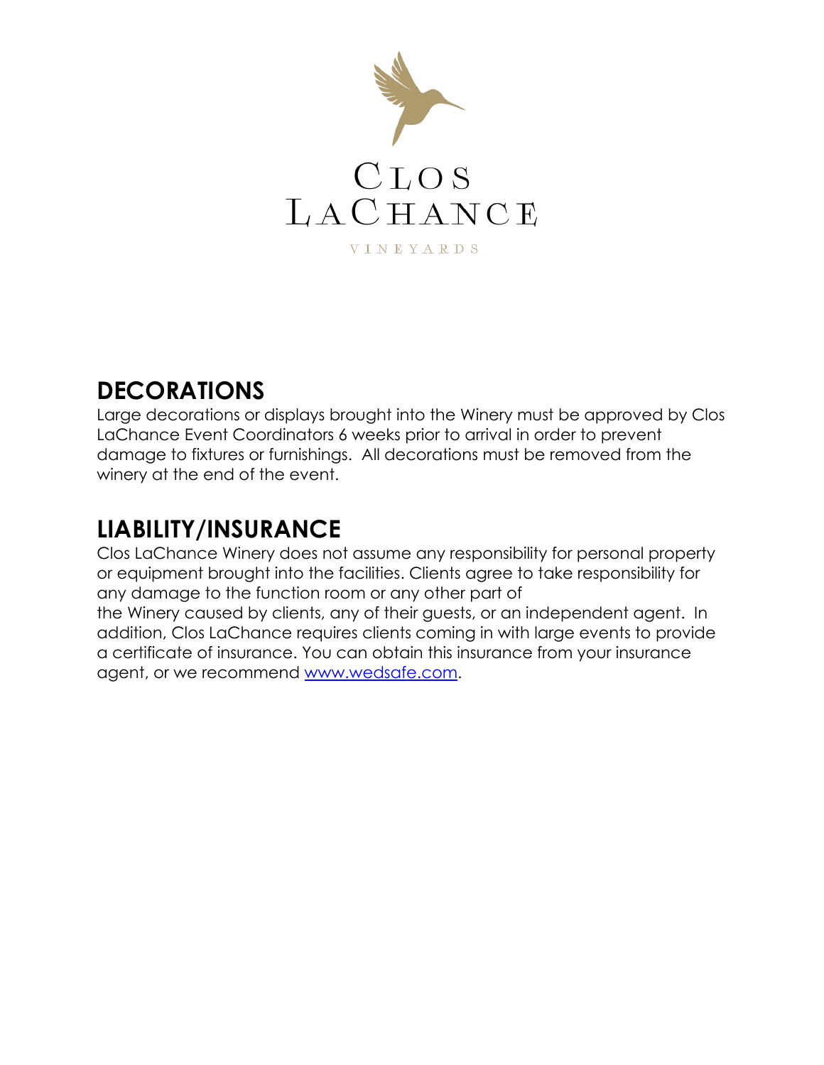Clos LaChance

VINEYARDS

## DECORATIONS

Large decorations or displays brought into the Winery must be approved by Clos LaChance Event Coordinators 6 weeks prior to arrival in order to prevent damage to fixtures or furnishings. All decorations must be removed from the winery at the end of the event.

## LIABILITY/INSURANCE

Clos LaChance Winery does not assume any responsibility for personal property or equipment brought into the facilities. Clients agree to take responsibility for any damage to the function room or any other part of the Winery caused by clients, any of their guests, or an independent agent. In addition, Clos LaChance requires clients coming in with large events to provide a certificate of insurance. You can obtain this insurance from your insurance agent, or we recommend [www.wedsafe.com](http://www.wedsafe.com).